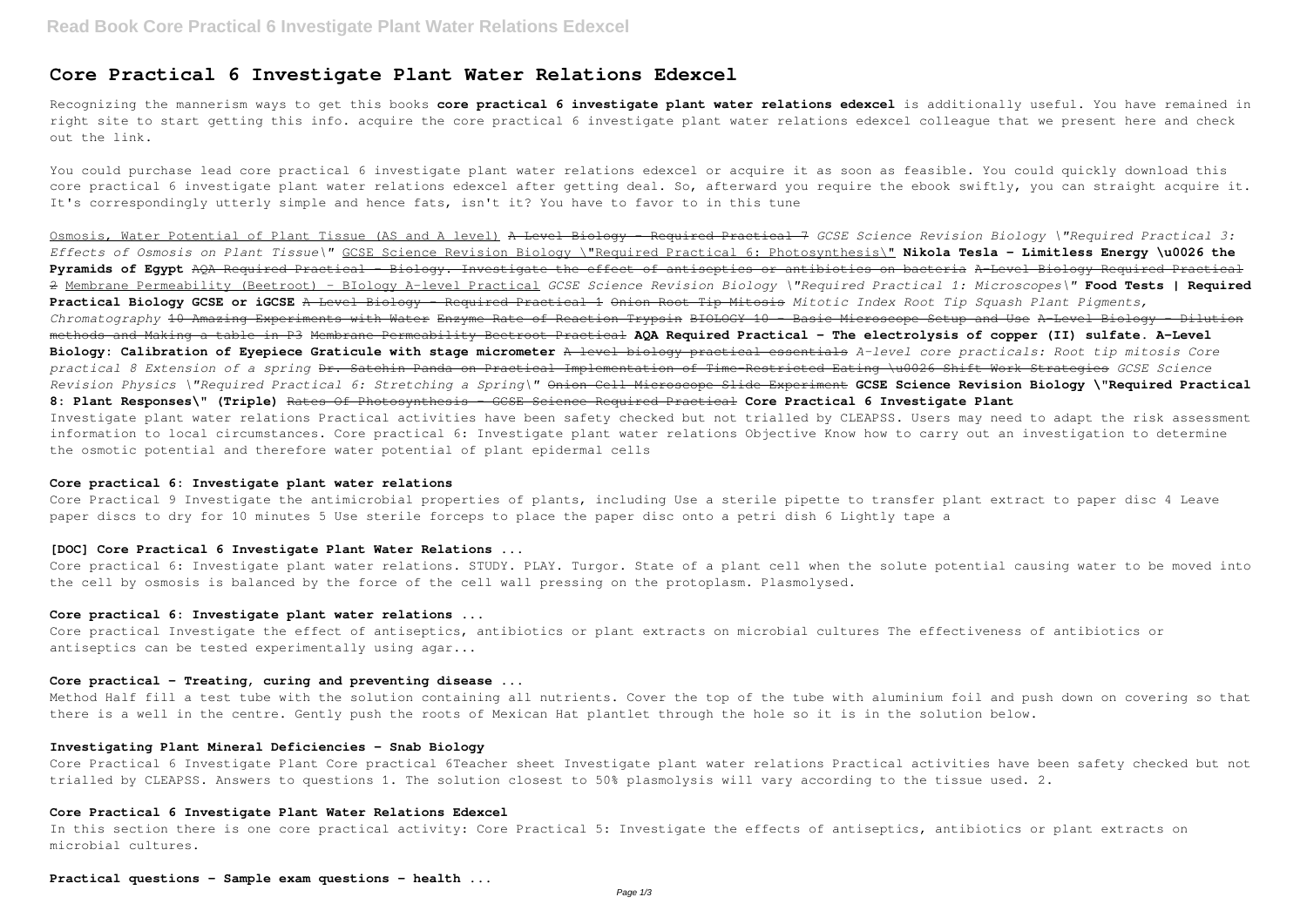# Core Practical 6 Investigate Plant Water Relations Edexcel

Recognizing the mannerism ways to get this books **core practical 6 investigate plant water relations edexcel** is additionally useful. You have remained in right site to start getting this info. acquire the core practical 6 investigate plant water relations edexcel colleague that we present here and check out the link.

You could purchase lead core practical 6 investigate plant water relations edexcel or acquire it as soon as feasible. You could quickly download this core practical 6 investigate plant water relations edexcel after getting deal. So, afterward you require the ebook swiftly, you can straight acquire it. It's correspondingly utterly simple and hence fats, isn't it? You have to favor to in this tune

Osmosis, Water Potential of Plant Tissue (AS and A level) ~~A Level Biology - Required Practical 7~~ *GCSE Science Revision Biology "Required Practical 3: Effects of Osmosis on Plant Tissue"* GCSE Science Revision Biology "Required Practical 6: Photosynthesis" **Nikola Tesla - Limitless Energy & the Pyramids of Egypt** ~~AQA Required Practical - Biology. Investigate the effect of antiseptics or antibiotics on bacteria~~ ~~A-Level Biology Required Practical 2~~ Membrane Permeability (Beetroot) - BIology A-level Practical *GCSE Science Revision Biology "Required Practical 1: Microscopes"* **Food Tests | Required Practical Biology GCSE or iGCSE** ~~A Level Biology - Required Practical 1~~ ~~Onion Root Tip Mitosis~~ *Mitotic Index Root Tip Squash Plant Pigments, Chromatography* ~~10 Amazing Experiments with Water~~ ~~Enzyme Rate of Reaction Trypsin~~ ~~BIOLOGY 10 - Basic Microscope Setup and Use~~ ~~A-Level Biology - Dilution methods and Making a table in P3~~ ~~Membrane Permeability Beetroot Practical~~ **AQA Required Practical - The electrolysis of copper (II) sulfate. A-Level Biology: Calibration of Eyepiece Graticule with stage micrometer** ~~A level biology practical essentials~~ *A-level core practicals: Root tip mitosis Core practical 8 Extension of a spring* ~~Dr. Satchin Panda on Practical Implementation of Time-Restricted Eating & Shift Work Strategies~~ *GCSE Science Revision Physics "Required Practical 6: Stretching a Spring"* ~~Onion Cell Microscope Slide Experiment~~ **GCSE Science Revision Biology "Required Practical 8: Plant Responses" (Triple)** ~~Rates Of Photosynthesis - GCSE Science Required Practical~~ **Core Practical 6 Investigate Plant**

Investigate plant water relations Practical activities have been safety checked but not trialled by CLEAPSS. Users may need to adapt the risk assessment information to local circumstances. Core practical 6: Investigate plant water relations Objective Know how to carry out an investigation to determine the osmotic potential and therefore water potential of plant epidermal cells

### Core practical 6: Investigate plant water relations

Core Practical 9 Investigate the antimicrobial properties of plants, including Use a sterile pipette to transfer plant extract to paper disc 4 Leave paper discs to dry for 10 minutes 5 Use sterile forceps to place the paper disc onto a petri dish 6 Lightly tape a

### [DOC] Core Practical 6 Investigate Plant Water Relations ...

Core practical 6: Investigate plant water relations. STUDY. PLAY. Turgor. State of a plant cell when the solute potential causing water to be moved into the cell by osmosis is balanced by the force of the cell wall pressing on the protoplasm. Plasmolysed.

### Core practical 6: Investigate plant water relations ...

Core practical Investigate the effect of antiseptics, antibiotics or plant extracts on microbial cultures The effectiveness of antibiotics or antiseptics can be tested experimentally using agar...

### Core practical - Treating, curing and preventing disease ...

Method Half fill a test tube with the solution containing all nutrients. Cover the top of the tube with aluminium foil and push down on covering so that there is a well in the centre. Gently push the roots of Mexican Hat plantlet through the hole so it is in the solution below.

### Investigating Plant Mineral Deficiencies - Snab Biology

Core Practical 6 Investigate Plant Core practical 6Teacher sheet Investigate plant water relations Practical activities have been safety checked but not trialled by CLEAPSS. Answers to questions 1. The solution closest to 50% plasmolysis will vary according to the tissue used. 2.

### Core Practical 6 Investigate Plant Water Relations Edexcel

In this section there is one core practical activity: Core Practical 5: Investigate the effects of antiseptics, antibiotics or plant extracts on microbial cultures.

### Practical questions - Sample exam questions - health ...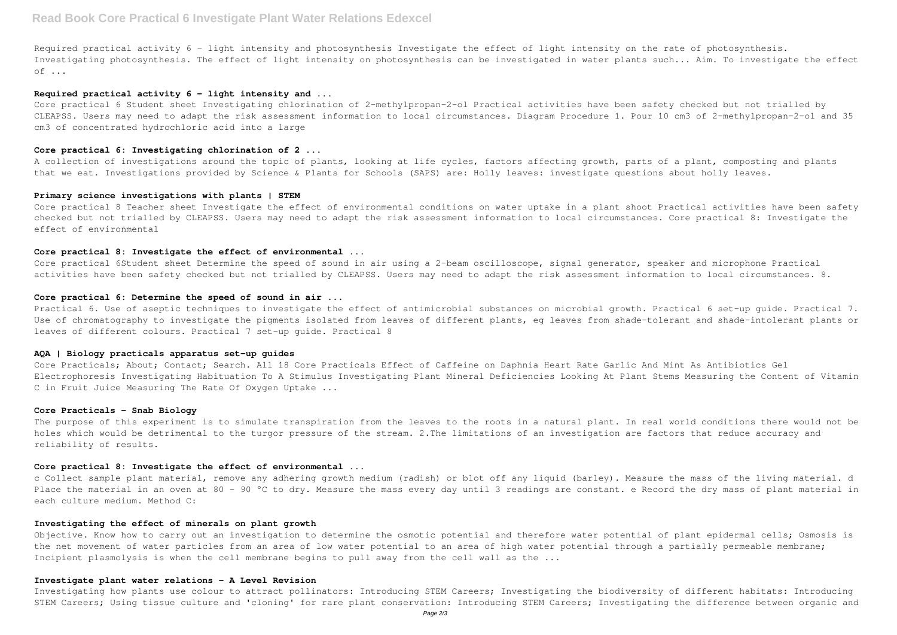Required practical activity 6 - light intensity and photosynthesis Investigate the effect of light intensity on the rate of photosynthesis. Investigating photosynthesis. The effect of light intensity on photosynthesis can be investigated in water plants such... Aim. To investigate the effect of ...

### Required practical activity 6 - light intensity and ...

Core practical 6 Student sheet Investigating chlorination of 2-methylpropan-2-ol Practical activities have been safety checked but not trialled by CLEAPSS. Users may need to adapt the risk assessment information to local circumstances. Diagram Procedure 1. Pour 10 cm3 of 2-methylpropan-2-ol and 35 cm3 of concentrated hydrochloric acid into a large

### Core practical 6: Investigating chlorination of 2 ...

A collection of investigations around the topic of plants, looking at life cycles, factors affecting growth, parts of a plant, composting and plants that we eat. Investigations provided by Science & Plants for Schools (SAPS) are: Holly leaves: investigate questions about holly leaves.

### Primary science investigations with plants | STEM

Core practical 8 Teacher sheet Investigate the effect of environmental conditions on water uptake in a plant shoot Practical activities have been safety checked but not trialled by CLEAPSS. Users may need to adapt the risk assessment information to local circumstances. Core practical 8: Investigate the effect of environmental

### Core practical 8: Investigate the effect of environmental ...

Core practical 6Student sheet Determine the speed of sound in air using a 2-beam oscilloscope, signal generator, speaker and microphone Practical activities have been safety checked but not trialled by CLEAPSS. Users may need to adapt the risk assessment information to local circumstances. 8.

### Core practical 6: Determine the speed of sound in air ...

Practical 6. Use of aseptic techniques to investigate the effect of antimicrobial substances on microbial growth. Practical 6 set-up guide. Practical 7. Use of chromatography to investigate the pigments isolated from leaves of different plants, eg leaves from shade-tolerant and shade-intolerant plants or leaves of different colours. Practical 7 set-up guide. Practical 8

### AQA | Biology practicals apparatus set-up guides

Core Practicals; About; Contact; Search. All 18 Core Practicals Effect of Caffeine on Daphnia Heart Rate Garlic And Mint As Antibiotics Gel Electrophoresis Investigating Habituation To A Stimulus Investigating Plant Mineral Deficiencies Looking At Plant Stems Measuring the Content of Vitamin C in Fruit Juice Measuring The Rate Of Oxygen Uptake ...

### Core Practicals - Snab Biology

The purpose of this experiment is to simulate transpiration from the leaves to the roots in a natural plant. In real world conditions there would not be holes which would be detrimental to the turgor pressure of the stream. 2.The limitations of an investigation are factors that reduce accuracy and reliability of results.

### Core practical 8: Investigate the effect of environmental ...

c Collect sample plant material, remove any adhering growth medium (radish) or blot off any liquid (barley). Measure the mass of the living material. d Place the material in an oven at 80 - 90 °C to dry. Measure the mass every day until 3 readings are constant. e Record the dry mass of plant material in each culture medium. Method C:

### Investigating the effect of minerals on plant growth

Objective. Know how to carry out an investigation to determine the osmotic potential and therefore water potential of plant epidermal cells; Osmosis is the net movement of water particles from an area of low water potential to an area of high water potential through a partially permeable membrane; Incipient plasmolysis is when the cell membrane begins to pull away from the cell wall as the ...

### Investigate plant water relations - A Level Revision

Investigating how plants use colour to attract pollinators: Introducing STEM Careers; Investigating the biodiversity of different habitats: Introducing STEM Careers; Using tissue culture and 'cloning' for rare plant conservation: Introducing STEM Careers; Investigating the difference between organic and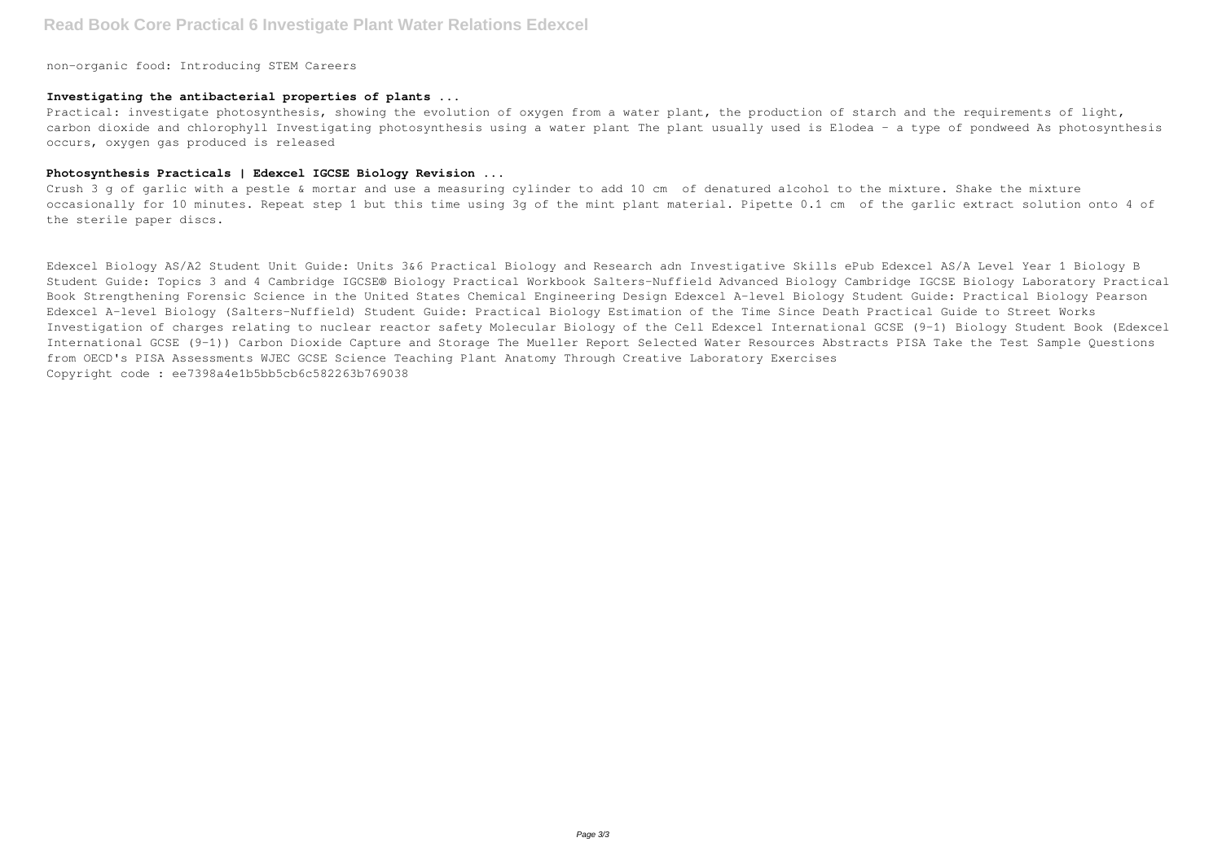non-organic food: Introducing STEM Careers

### Investigating the antibacterial properties of plants ...

Practical: investigate photosynthesis, showing the evolution of oxygen from a water plant, the production of starch and the requirements of light, carbon dioxide and chlorophyll Investigating photosynthesis using a water plant The plant usually used is Elodea – a type of pondweed As photosynthesis occurs, oxygen gas produced is released

### Photosynthesis Practicals | Edexcel IGCSE Biology Revision ...

Crush 3 g of garlic with a pestle & mortar and use a measuring cylinder to add 10 cm of denatured alcohol to the mixture. Shake the mixture occasionally for 10 minutes. Repeat step 1 but this time using 3g of the mint plant material. Pipette 0.1 cm of the garlic extract solution onto 4 of the sterile paper discs.

Edexcel Biology AS/A2 Student Unit Guide: Units 3&6 Practical Biology and Research adn Investigative Skills ePub Edexcel AS/A Level Year 1 Biology B Student Guide: Topics 3 and 4 Cambridge IGCSE® Biology Practical Workbook Salters-Nuffield Advanced Biology Cambridge IGCSE Biology Laboratory Practical Book Strengthening Forensic Science in the United States Chemical Engineering Design Edexcel A-level Biology Student Guide: Practical Biology Pearson Edexcel A-level Biology (Salters-Nuffield) Student Guide: Practical Biology Estimation of the Time Since Death Practical Guide to Street Works Investigation of charges relating to nuclear reactor safety Molecular Biology of the Cell Edexcel International GCSE (9-1) Biology Student Book (Edexcel International GCSE (9-1)) Carbon Dioxide Capture and Storage The Mueller Report Selected Water Resources Abstracts PISA Take the Test Sample Questions from OECD's PISA Assessments WJEC GCSE Science Teaching Plant Anatomy Through Creative Laboratory Exercises
Copyright code : ee7398a4e1b5bb5cb6c582263b769038